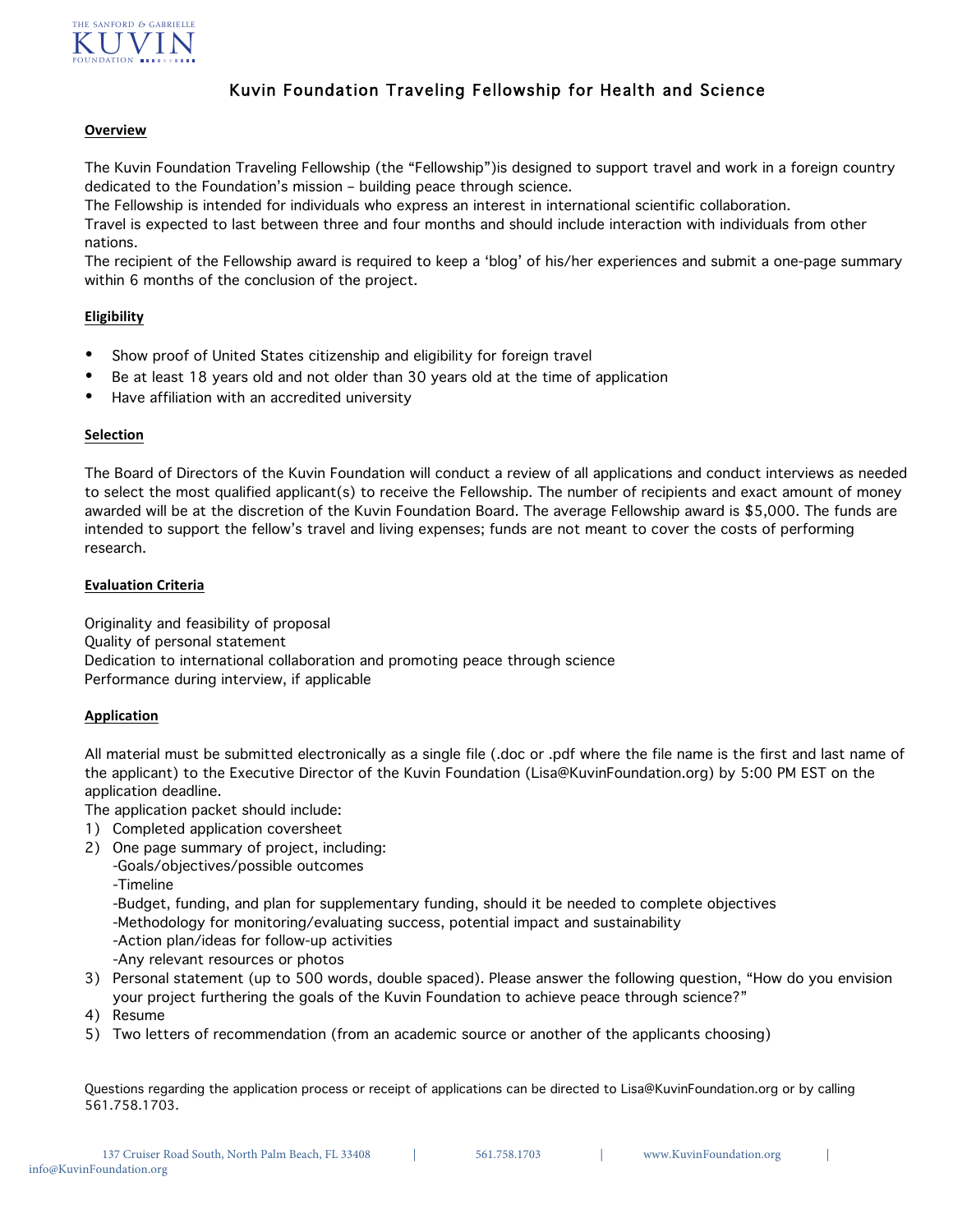THE SANFORD & GABRIELLE
KUVIN
FOUNDATION

# Kuvin Foundation Traveling Fellowship for Health and Science

## Overview

The Kuvin Foundation Traveling Fellowship (the "Fellowship")is designed to support travel and work in a foreign country dedicated to the Foundation's mission – building peace through science.

The Fellowship is intended for individuals who express an interest in international scientific collaboration.

Travel is expected to last between three and four months and should include interaction with individuals from other nations.

The recipient of the Fellowship award is required to keep a 'blog' of his/her experiences and submit a one-page summary within 6 months of the conclusion of the project.

## Eligibility

- Show proof of United States citizenship and eligibility for foreign travel
- Be at least 18 years old and not older than 30 years old at the time of application
- Have affiliation with an accredited university

## Selection

The Board of Directors of the Kuvin Foundation will conduct a review of all applications and conduct interviews as needed to select the most qualified applicant(s) to receive the Fellowship. The number of recipients and exact amount of money awarded will be at the discretion of the Kuvin Foundation Board. The average Fellowship award is $5,000. The funds are intended to support the fellow's travel and living expenses; funds are not meant to cover the costs of performing research.

## Evaluation Criteria

Originality and feasibility of proposal
Quality of personal statement
Dedication to international collaboration and promoting peace through science
Performance during interview, if applicable

## Application

All material must be submitted electronically as a single file (.doc or .pdf where the file name is the first and last name of the applicant) to the Executive Director of the Kuvin Foundation (Lisa@KuvinFoundation.org) by 5:00 PM EST on the application deadline.

The application packet should include:

1) Completed application coversheet
2) One page summary of project, including:
   - -Goals/objectives/possible outcomes
   - -Timeline
   - -Budget, funding, and plan for supplementary funding, should it be needed to complete objectives
   - -Methodology for monitoring/evaluating success, potential impact and sustainability
   - -Action plan/ideas for follow-up activities
   - -Any relevant resources or photos
3) Personal statement (up to 500 words, double spaced). Please answer the following question, "How do you envision your project furthering the goals of the Kuvin Foundation to achieve peace through science?"
4) Resume
5) Two letters of recommendation (from an academic source or another of the applicants choosing)

Questions regarding the application process or receipt of applications can be directed to Lisa@KuvinFoundation.org or by calling 561.758.1703.

137 Cruiser Road South, North Palm Beach, FL 33408 | 561.758.1703 | www.KuvinFoundation.org | info@KuvinFoundation.org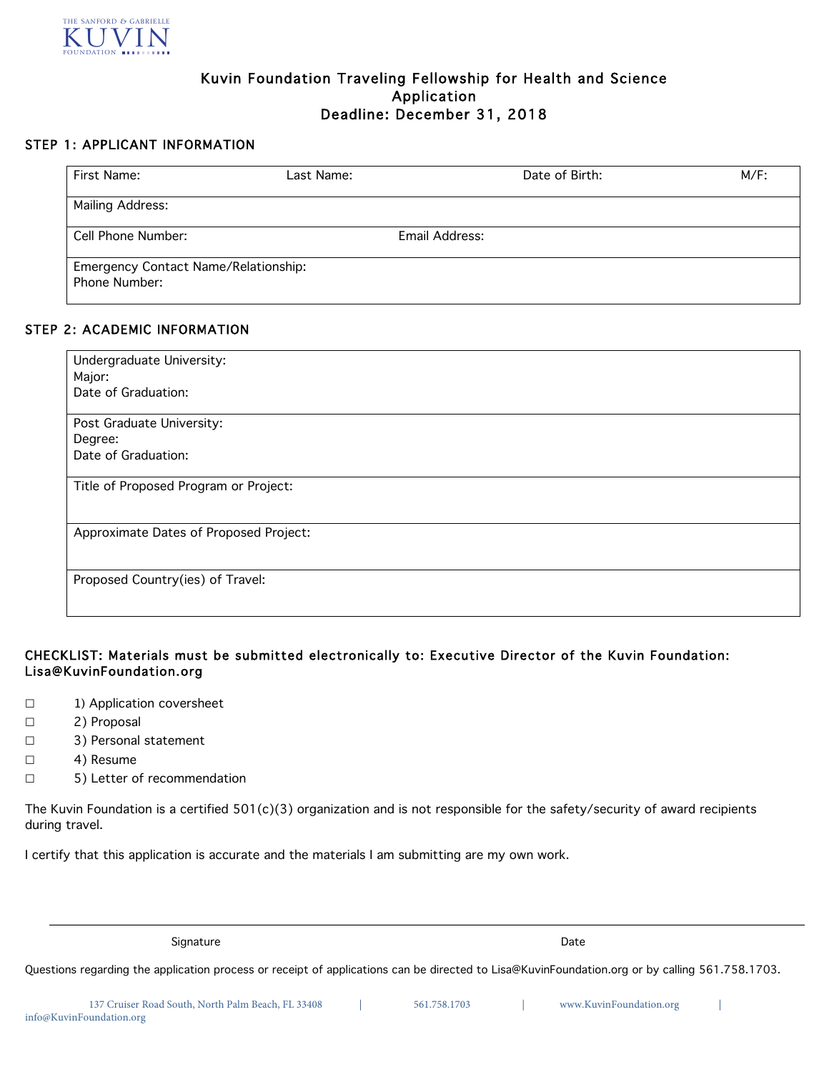THE SANFORD & GABRIELLE KUVIN FOUNDATION

# Kuvin Foundation Traveling Fellowship for Health and Science Application
## Deadline: December 31, 2018

### STEP 1: APPLICANT INFORMATION

| | | | |
|---|---|---|---|
| First Name: | Last Name: | Date of Birth: | M/F: |
| Mailing Address: | | | |
| Cell Phone Number: | Email Address: | | |
| Emergency Contact Name/Relationship:<br>Phone Number: | | | |

### STEP 2: ACADEMIC INFORMATION

| |
|---|
| Undergraduate University:<br>Major:<br>Date of Graduation: |
| Post Graduate University:<br>Degree:<br>Date of Graduation: |
| Title of Proposed Program or Project: |
| Approximate Dates of Proposed Project: |
| Proposed Country(ies) of Travel: |

### CHECKLIST: Materials must be submitted electronically to: Executive Director of the Kuvin Foundation: Lisa@KuvinFoundation.org

- ☐ 1) Application coversheet
- ☐ 2) Proposal
- ☐ 3) Personal statement
- ☐ 4) Resume
- ☐ 5) Letter of recommendation

The Kuvin Foundation is a certified 501(c)(3) organization and is not responsible for the safety/security of award recipients during travel.

I certify that this application is accurate and the materials I am submitting are my own work.

Signature Date

Questions regarding the application process or receipt of applications can be directed to Lisa@KuvinFoundation.org or by calling 561.758.1703.

137 Cruiser Road South, North Palm Beach, FL 33408 | 561.758.1703 | www.KuvinFoundation.org | info@KuvinFoundation.org